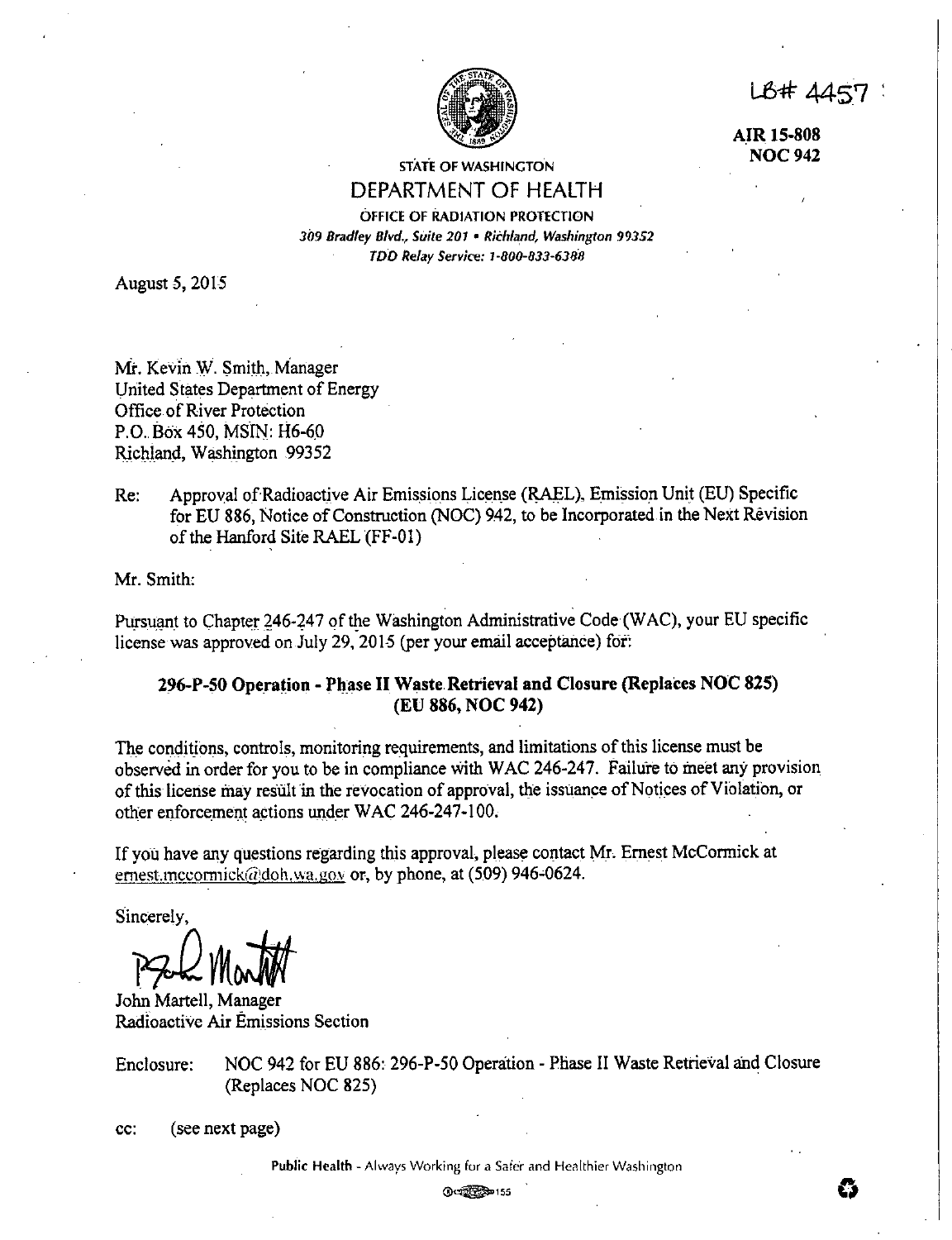LB# 4457

**AIR 15-808**
**NOC 942**

STATE OF WASHINGTON

# DEPARTMENT OF HEALTH

OFFICE OF RADIATION PROTECTION

*309 Bradley Blvd., Suite 201 • Richland, Washington 99352*

*TDD Relay Service: 1-800-833-6388*

August 5, 2015

Mr. Kevin W. Smith, Manager
United States Department of Energy
Office of River Protection
P.O. Box 450, MSIN: H6-60
Richland, Washington 99352

Re: Approval of Radioactive Air Emissions License (RAEL), Emission Unit (EU) Specific for EU 886, Notice of Construction (NOC) 942, to be Incorporated in the Next Revision of the Hanford Site RAEL (FF-01)

Mr. Smith:

Pursuant to Chapter 246-247 of the Washington Administrative Code (WAC), your EU specific license was approved on July 29, 2015 (per your email acceptance) for:

**296-P-50 Operation - Phase II Waste Retrieval and Closure (Replaces NOC 825)**
**(EU 886, NOC 942)**

The conditions, controls, monitoring requirements, and limitations of this license must be observed in order for you to be in compliance with WAC 246-247. Failure to meet any provision of this license may result in the revocation of approval, the issuance of Notices of Violation, or other enforcement actions under WAC 246-247-100.

If you have any questions regarding this approval, please contact Mr. Ernest McCormick at ernest.mccormick@doh.wa.gov or, by phone, at (509) 946-0624.

Sincerely,

John Martell, Manager
Radioactive Air Emissions Section

Enclosure: NOC 942 for EU 886: 296-P-50 Operation - Phase II Waste Retrieval and Closure (Replaces NOC 825)

cc: (see next page)

Public Health - Always Working for a Safer and Healthier Washington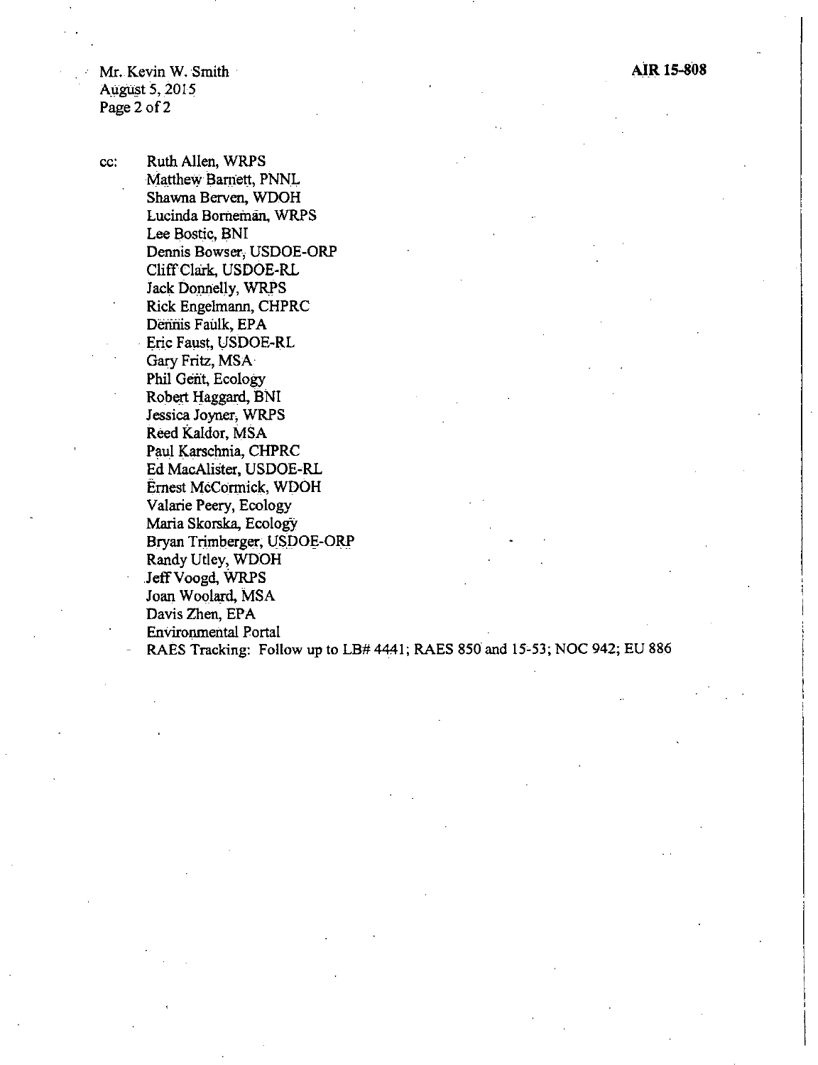Mr. Kevin W. Smith
August 5, 2015

**AIR 15-808**

cc: Ruth Allen, WRPS
Matthew Barnett, PNNL
Shawna Berven, WDOH
Lucinda Borneman, WRPS
Lee Bostic, BNI
Dennis Bowser, USDOE-ORP
Cliff Clark, USDOE-RL
Jack Donnelly, WRPS
Rick Engelmann, CHPRC
Dennis Faulk, EPA
Eric Faust, USDOE-RL
Gary Fritz, MSA
Phil Gent, Ecology
Robert Haggard, BNI
Jessica Joyner, WRPS
Reed Kaldor, MSA
Paul Karschnia, CHPRC
Ed MacAlister, USDOE-RL
Ernest McCormick, WDOH
Valarie Peery, Ecology
Maria Skorska, Ecology
Bryan Trimberger, USDOE-ORP
Randy Utley, WDOH
Jeff Voogd, WRPS
Joan Woolard, MSA
Davis Zhen, EPA
Environmental Portal
RAES Tracking: Follow up to LB# 4441; RAES 850 and 15-53; NOC 942; EU 886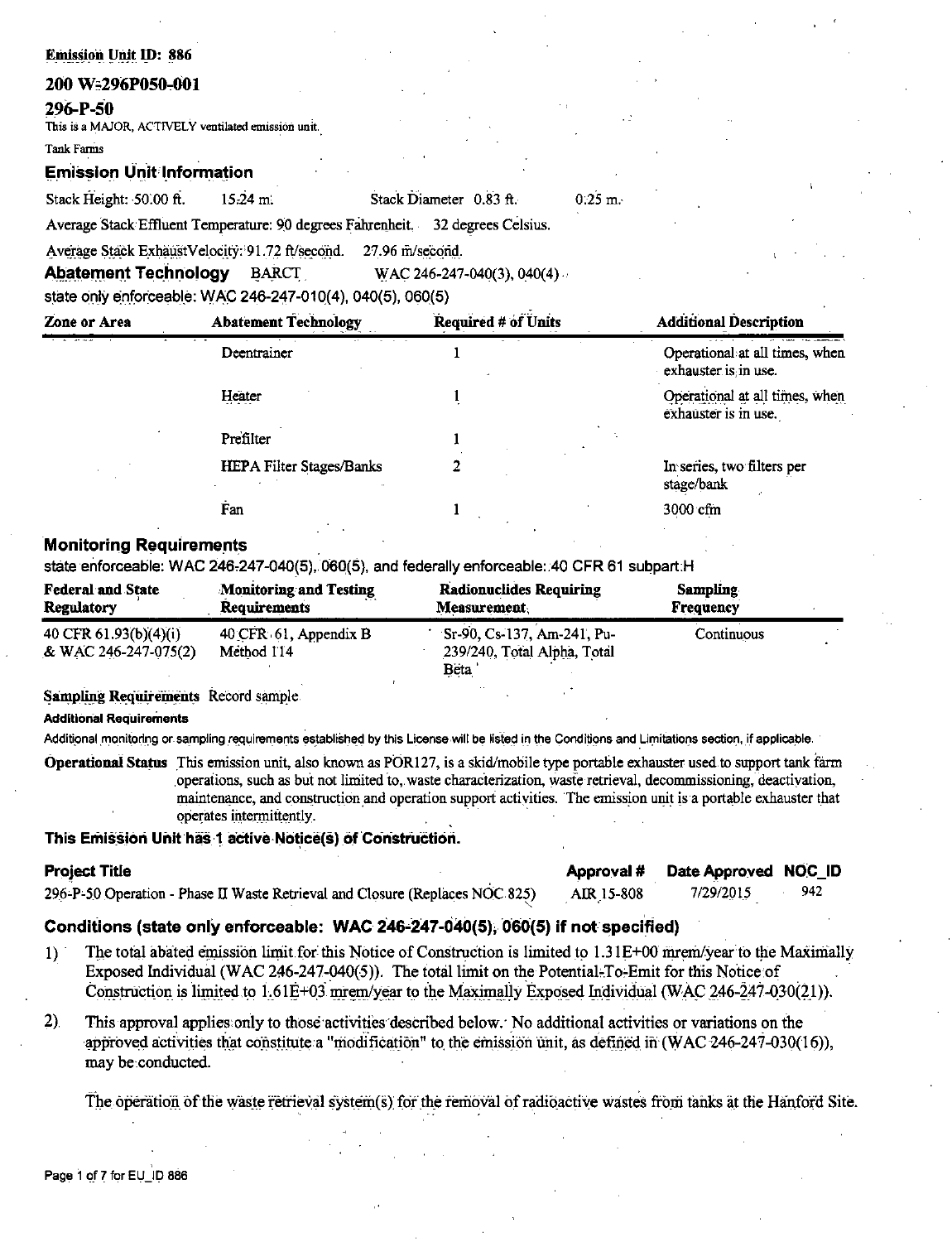**Emission Unit ID: 886**

## 200 W-296P050-001

## 296-P-50

This is a MAJOR, ACTIVELY ventilated emission unit.

Tank Farms

### Emission Unit Information

Stack Height: 50.00 ft. 15.24 m. Stack Diameter 0.83 ft. 0.25 m.

Average Stack Effluent Temperature: 90 degrees Fahrenheit. 32 degrees Celsius.

Average Stack ExhaustVelocity: 91.72 ft/second. 27.96 m/second.

### Abatement Technology BARCT WAC 246-247-040(3), 040(4)

state only enforceable: WAC 246-247-010(4), 040(5), 060(5)

| Zone or Area | Abatement Technology | Required # of Units | Additional Description |
|---|---|---|---|
| | Deentrainer | 1 | Operational at all times, when exhauster is in use. |
| | Heater | 1 | Operational at all times, when exhauster is in use. |
| | Prefilter | 1 | |
| | HEPA Filter Stages/Banks | 2 | In series, two filters per stage/bank |
| | Fan | 1 | 3000 cfm |

### Monitoring Requirements

state enforceable: WAC 246-247-040(5), 060(5), and federally enforceable: 40 CFR 61 subpart H

| Federal and State Regulatory | Monitoring and Testing Requirements | Radionuclides Requiring Measurement | Sampling Frequency |
|---|---|---|---|
| 40 CFR 61.93(b)(4)(i) & WAC 246-247-075(2) | 40 CFR 61, Appendix B Method 114 | Sr-90, Cs-137, Am-241, Pu-239/240, Total Alpha, Total Beta | Continuous |

**Sampling Requirements** Record sample

**Additional Requirements**

Additional monitoring or sampling requirements established by this License will be listed in the Conditions and Limitations section, if applicable.

**Operational Status** This emission unit, also known as POR127, is a skid/mobile type portable exhauster used to support tank farm operations, such as but not limited to, waste characterization, waste retrieval, decommissioning, deactivation, maintenance, and construction and operation support activities. The emission unit is a portable exhauster that operates intermittently.

### This Emission Unit has 1 active Notice(s) of Construction.

| Project Title | Approval # | Date Approved | NOC_ID |
|---|---|---|---|
| 296-P-50 Operation - Phase II Waste Retrieval and Closure (Replaces NOC 825) | AIR 15-808 | 7/29/2015 | 942 |

### Conditions (state only enforceable: WAC 246-247-040(5), 060(5) if not specified)

1) The total abated emission limit for this Notice of Construction is limited to 1.31E+00 mrem/year to the Maximally Exposed Individual (WAC 246-247-040(5)). The total limit on the Potential-To-Emit for this Notice of Construction is limited to 1.61E+03 mrem/year to the Maximally Exposed Individual (WAC 246-247-030(21)).

2) This approval applies only to those activities described below. No additional activities or variations on the approved activities that constitute a "modification" to the emission unit, as defined in (WAC 246-247-030(16)), may be conducted.

   The operation of the waste retrieval system(s) for the removal of radioactive wastes from tanks at the Hanford Site.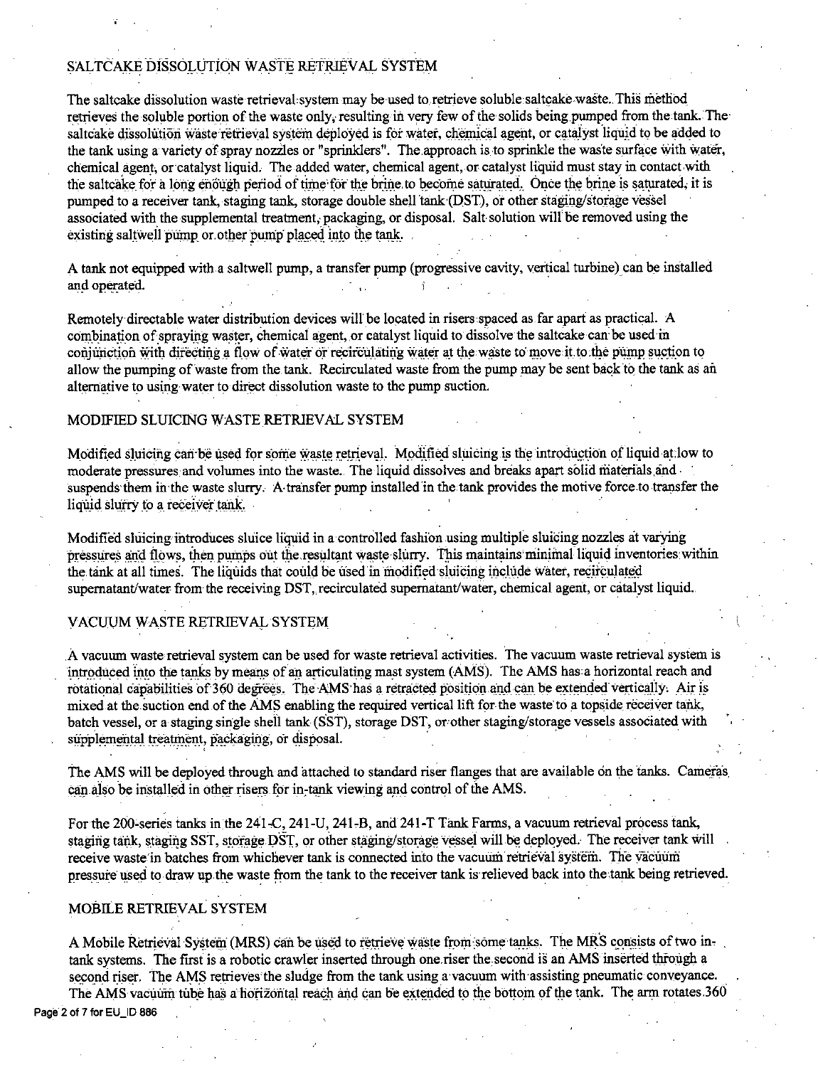## SALTCAKE DISSOLUTION WASTE RETRIEVAL SYSTEM

The saltcake dissolution waste retrieval system may be used to retrieve soluble saltcake waste. This method retrieves the soluble portion of the waste only, resulting in very few of the solids being pumped from the tank. The saltcake dissolution waste retrieval system deployed is for water, chemical agent, or catalyst liquid to be added to the tank using a variety of spray nozzles or "sprinklers". The approach is to sprinkle the waste surface with water, chemical agent, or catalyst liquid. The added water, chemical agent, or catalyst liquid must stay in contact with the saltcake for a long enough period of time for the brine to become saturated. Once the brine is saturated, it is pumped to a receiver tank, staging tank, storage double shell tank (DST), or other staging/storage vessel associated with the supplemental treatment, packaging, or disposal. Salt solution will be removed using the existing saltwell pump or other pump placed into the tank.

A tank not equipped with a saltwell pump, a transfer pump (progressive cavity, vertical turbine) can be installed and operated.

Remotely directable water distribution devices will be located in risers spaced as far apart as practical. A combination of spraying waster, chemical agent, or catalyst liquid to dissolve the saltcake can be used in conjunction with directing a flow of water or recirculating water at the waste to move it to the pump suction to allow the pumping of waste from the tank. Recirculated waste from the pump may be sent back to the tank as an alternative to using water to direct dissolution waste to the pump suction.

## MODIFIED SLUICING WASTE RETRIEVAL SYSTEM

Modified sluicing can be used for some waste retrieval. Modified sluicing is the introduction of liquid at low to moderate pressures and volumes into the waste. The liquid dissolves and breaks apart solid materials and suspends them in the waste slurry. A transfer pump installed in the tank provides the motive force to transfer the liquid slurry to a receiver tank.

Modified sluicing introduces sluice liquid in a controlled fashion using multiple sluicing nozzles at varying pressures and flows, then pumps out the resultant waste slurry. This maintains minimal liquid inventories within the tank at all times. The liquids that could be used in modified sluicing include water, recirculated supernatant/water from the receiving DST, recirculated supernatant/water, chemical agent, or catalyst liquid.

## VACUUM WASTE RETRIEVAL SYSTEM

A vacuum waste retrieval system can be used for waste retrieval activities. The vacuum waste retrieval system is introduced into the tanks by means of an articulating mast system (AMS). The AMS has a horizontal reach and rotational capabilities of 360 degrees. The AMS has a retracted position and can be extended vertically. Air is mixed at the suction end of the AMS enabling the required vertical lift for the waste to a topside receiver tank, batch vessel, or a staging single shell tank (SST), storage DST, or other staging/storage vessels associated with supplemental treatment, packaging, or disposal.

The AMS will be deployed through and attached to standard riser flanges that are available on the tanks. Cameras can also be installed in other risers for in-tank viewing and control of the AMS.

For the 200-series tanks in the 241-C, 241-U, 241-B, and 241-T Tank Farms, a vacuum retrieval process tank, staging tank, staging SST, storage DST, or other staging/storage vessel will be deployed. The receiver tank will receive waste in batches from whichever tank is connected into the vacuum retrieval system. The vacuum pressure used to draw up the waste from the tank to the receiver tank is relieved back into the tank being retrieved.

## MOBILE RETRIEVAL SYSTEM

A Mobile Retrieval System (MRS) can be used to retrieve waste from some tanks. The MRS consists of two in-tank systems. The first is a robotic crawler inserted through one riser the second is an AMS inserted through a second riser. The AMS retrieves the sludge from the tank using a vacuum with assisting pneumatic conveyance. The AMS vacuum tube has a horizontal reach and can be extended to the bottom of the tank. The arm rotates 360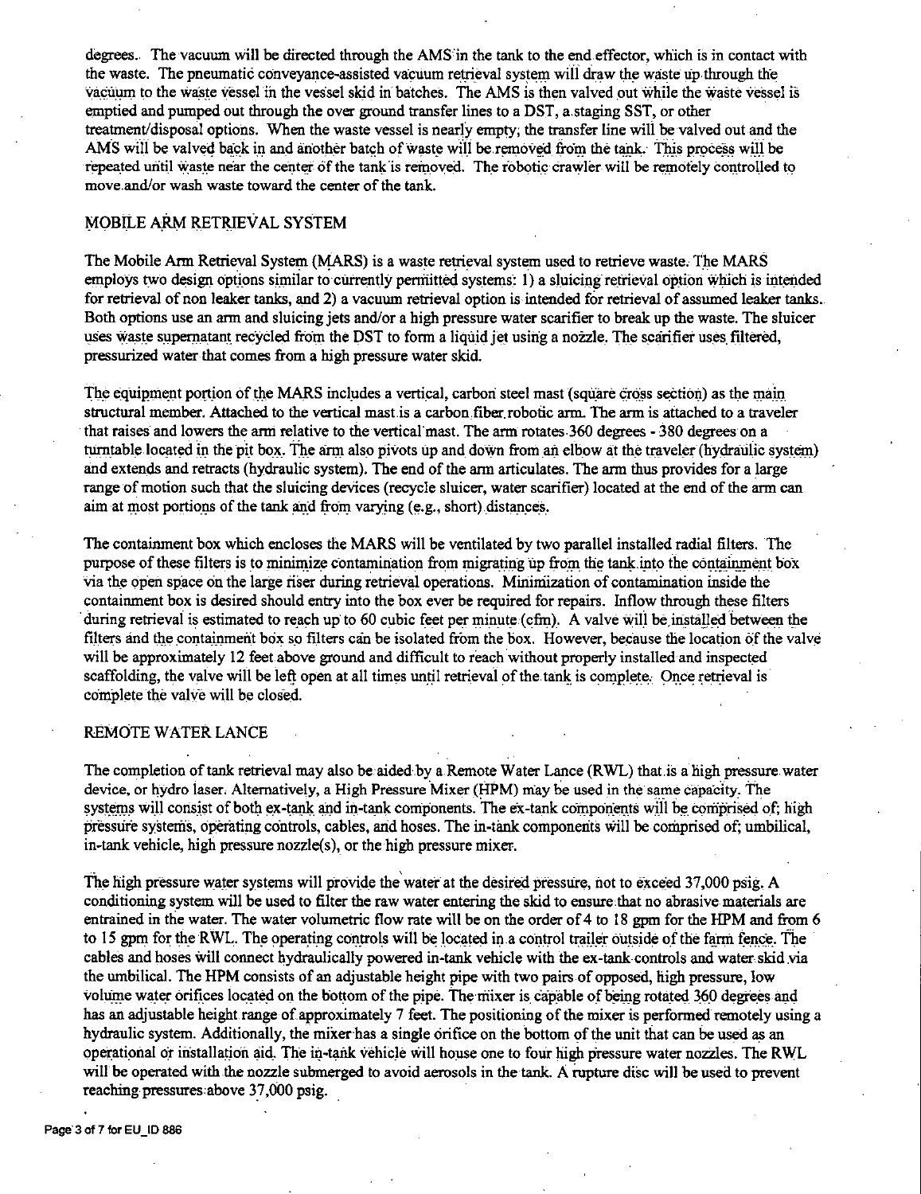degrees. The vacuum will be directed through the AMS in the tank to the end effector, which is in contact with the waste. The pneumatic conveyance-assisted vacuum retrieval system will draw the waste up through the vacuum to the waste vessel in the vessel skid in batches. The AMS is then valved out while the waste vessel is emptied and pumped out through the over ground transfer lines to a DST, a staging SST, or other treatment/disposal options. When the waste vessel is nearly empty, the transfer line will be valved out and the AMS will be valved back in and another batch of waste will be removed from the tank. This process will be repeated until waste near the center of the tank is removed. The robotic crawler will be remotely controlled to move and/or wash waste toward the center of the tank.

## MOBILE ARM RETRIEVAL SYSTEM

The Mobile Arm Retrieval System (MARS) is a waste retrieval system used to retrieve waste. The MARS employs two design options similar to currently permitted systems: 1) a sluicing retrieval option which is intended for retrieval of non leaker tanks, and 2) a vacuum retrieval option is intended for retrieval of assumed leaker tanks. Both options use an arm and sluicing jets and/or a high pressure water scarifier to break up the waste. The sluicer uses waste supernatant recycled from the DST to form a liquid jet using a nozzle. The scarifier uses filtered, pressurized water that comes from a high pressure water skid.

The equipment portion of the MARS includes a vertical, carbon steel mast (square cross section) as the main structural member. Attached to the vertical mast is a carbon fiber robotic arm. The arm is attached to a traveler that raises and lowers the arm relative to the vertical mast. The arm rotates 360 degrees - 380 degrees on a turntable located in the pit box. The arm also pivots up and down from an elbow at the traveler (hydraulic system) and extends and retracts (hydraulic system). The end of the arm articulates. The arm thus provides for a large range of motion such that the sluicing devices (recycle sluicer, water scarifier) located at the end of the arm can aim at most portions of the tank and from varying (e.g., short) distances.

The containment box which encloses the MARS will be ventilated by two parallel installed radial filters. The purpose of these filters is to minimize contamination from migrating up from the tank into the containment box via the open space on the large riser during retrieval operations. Minimization of contamination inside the containment box is desired should entry into the box ever be required for repairs. Inflow through these filters during retrieval is estimated to reach up to 60 cubic feet per minute (cfm). A valve will be installed between the filters and the containment box so filters can be isolated from the box. However, because the location of the valve will be approximately 12 feet above ground and difficult to reach without properly installed and inspected scaffolding, the valve will be left open at all times until retrieval of the tank is complete. Once retrieval is complete the valve will be closed.

## REMOTE WATER LANCE

The completion of tank retrieval may also be aided by a Remote Water Lance (RWL) that is a high pressure water device, or hydro laser. Alternatively, a High Pressure Mixer (HPM) may be used in the same capacity. The systems will consist of both ex-tank and in-tank components. The ex-tank components will be comprised of; high pressure systems, operating controls, cables, and hoses. The in-tank components will be comprised of; umbilical, in-tank vehicle, high pressure nozzle(s), or the high pressure mixer.

The high pressure water systems will provide the water at the desired pressure, not to exceed 37,000 psig. A conditioning system will be used to filter the raw water entering the skid to ensure that no abrasive materials are entrained in the water. The water volumetric flow rate will be on the order of 4 to 18 gpm for the HPM and from 6 to 15 gpm for the RWL. The operating controls will be located in a control trailer outside of the farm fence. The cables and hoses will connect hydraulically powered in-tank vehicle with the ex-tank controls and water skid via the umbilical. The HPM consists of an adjustable height pipe with two pairs of opposed, high pressure, low volume water orifices located on the bottom of the pipe. The mixer is capable of being rotated 360 degrees and has an adjustable height range of approximately 7 feet. The positioning of the mixer is performed remotely using a hydraulic system. Additionally, the mixer has a single orifice on the bottom of the unit that can be used as an operational or installation aid. The in-tank vehicle will house one to four high pressure water nozzles. The RWL will be operated with the nozzle submerged to avoid aerosols in the tank. A rupture disc will be used to prevent reaching pressures above 37,000 psig.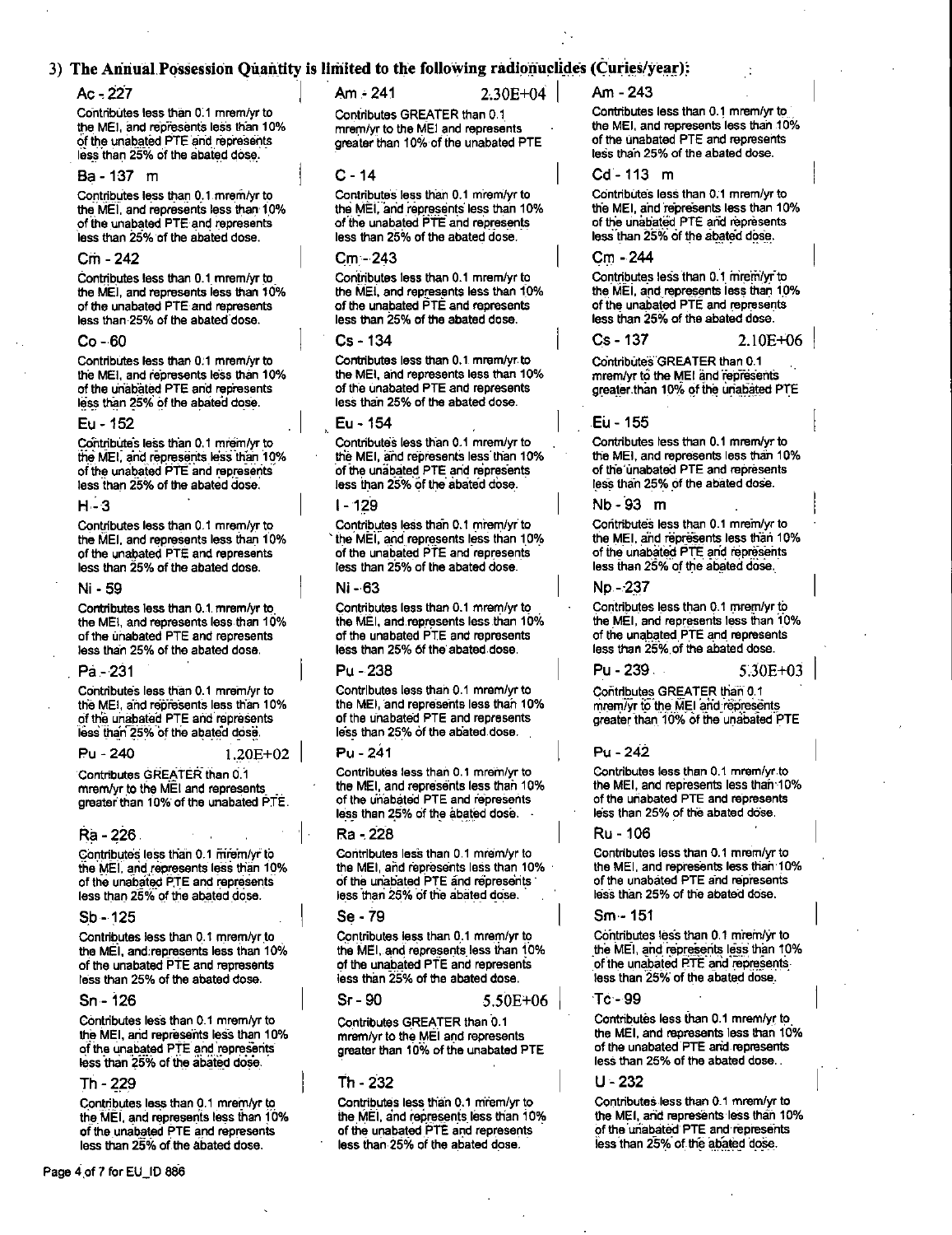### 3) The Annual Possession Quantity is limited to the following radionuclides (Curies/year):

**Ac - 227**

Contributes less than 0.1 mrem/yr to the MEI, and represents less than 10% of the unabated PTE and represents less than 25% of the abated dose.

**Am - 241** 2.30E+04

Contributes GREATER than 0.1 mrem/yr to the MEI and represents greater than 10% of the unabated PTE

**Am - 243**

Contributes less than 0.1 mrem/yr to the MEI, and represents less than 10% of the unabated PTE and represents less than 25% of the abated dose.

**Ba - 137 m**

Contributes less than 0.1 mrem/yr to the MEI, and represents less than 10% of the unabated PTE and represents less than 25% of the abated dose.

**C - 14**

Contributes less than 0.1 mrem/yr to the MEI, and represents less than 10% of the unabated PTE and represents less than 25% of the abated dose.

**Cd - 113 m**

Contributes less than 0.1 mrem/yr to the MEI, and represents less than 10% of the unabated PTE and represents less than 25% of the abated dose.

**Cm - 242**

Contributes less than 0.1 mrem/yr to the MEI, and represents less than 10% of the unabated PTE and represents less than 25% of the abated dose.

**Cm - 243**

Contributes less than 0.1 mrem/yr to the MEI, and represents less than 10% of the unabated PTE and represents less than 25% of the abated dose.

**Cm - 244**

Contributes less than 0.1 mrem/yr to the MEI, and represents less than 10% of the unabated PTE and represents less than 25% of the abated dose.

**Co - 60**

Contributes less than 0.1 mrem/yr to the MEI, and represents less than 10% of the unabated PTE and represents less than 25% of the abated dose.

**Cs - 134**

Contributes less than 0.1 mrem/yr to the MEI, and represents less than 10% of the unabated PTE and represents less than 25% of the abated dose.

**Cs - 137** 2.10E+06

Contributes GREATER than 0.1 mrem/yr to the MEI and represents greater than 10% of the unabated PTE

**Eu - 152**

Contributes less than 0.1 mrem/yr to the MEI, and represents less than 10% of the unabated PTE and represents less than 25% of the abated dose.

**Eu - 154**

Contributes less than 0.1 mrem/yr to the MEI, and represents less than 10% of the unabated PTE and represents less than 25% of the abated dose.

**Eu - 155**

Contributes less than 0.1 mrem/yr to the MEI, and represents less than 10% of the unabated PTE and represents less than 25% of the abated dose.

**H - 3**

Contributes less than 0.1 mrem/yr to the MEI, and represents less than 10% of the unabated PTE and represents less than 25% of the abated dose.

**I - 129**

Contributes less than 0.1 mrem/yr to the MEI, and represents less than 10% of the unabated PTE and represents less than 25% of the abated dose.

**Nb - 93 m**

Contributes less than 0.1 mrem/yr to the MEI, and represents less than 10% of the unabated PTE and represents less than 25% of the abated dose.

**Ni - 59**

Contributes less than 0.1 mrem/yr to the MEI, and represents less than 10% of the unabated PTE and represents less than 25% of the abated dose.

**Ni - 63**

Contributes less than 0.1 mrem/yr to the MEI, and represents less than 10% of the unabated PTE and represents less than 25% of the abated dose.

**Np - 237**

Contributes less than 0.1 mrem/yr to the MEI, and represents less than 10% of the unabated PTE and represents less than 25% of the abated dose.

**Pa - 231**

Contributes less than 0.1 mrem/yr to the MEI, and represents less than 10% of the unabated PTE and represents less than 25% of the abated dose.

**Pu - 238**

Contributes less than 0.1 mrem/yr to the MEI, and represents less than 10% of the unabated PTE and represents less than 25% of the abated dose.

**Pu - 239** 5.30E+03

Contributes GREATER than 0.1 mrem/yr to the MEI and represents greater than 10% of the unabated PTE

**Pu - 240** 1.20E+02

Contributes GREATER than 0.1 mrem/yr to the MEI and represents greater than 10% of the unabated PTE.

**Pu - 241**

Contributes less than 0.1 mrem/yr to the MEI, and represents less than 10% of the unabated PTE and represents less than 25% of the abated dose.

**Pu - 242**

Contributes less than 0.1 mrem/yr to the MEI, and represents less than 10% of the unabated PTE and represents less than 25% of the abated dose.

**Ra - 226**

Contributes less than 0.1 mrem/yr to the MEI, and represents less than 10% of the unabated PTE and represents less than 25% of the abated dose.

**Ra - 228**

Contributes less than 0.1 mrem/yr to the MEI, and represents less than 10% of the unabated PTE and represents less than 25% of the abated dose.

**Ru - 106**

Contributes less than 0.1 mrem/yr to the MEI, and represents less than 10% of the unabated PTE and represents less than 25% of the abated dose.

**Sb - 125**

Contributes less than 0.1 mrem/yr to the MEI, and represents less than 10% of the unabated PTE and represents less than 25% of the abated dose.

**Se - 79**

Contributes less than 0.1 mrem/yr to the MEI, and represents less than 10% of the unabated PTE and represents less than 25% of the abated dose.

**Sm - 151**

Contributes less than 0.1 mrem/yr to the MEI, and represents less than 10% of the unabated PTE and represents less than 25% of the abated dose.

**Sn - 126**

Contributes less than 0.1 mrem/yr to the MEI, and represents less than 10% of the unabated PTE and represents less than 25% of the abated dose.

**Sr - 90** 5.50E+06

Contributes GREATER than 0.1 mrem/yr to the MEI and represents greater than 10% of the unabated PTE

**Tc - 99**

Contributes less than 0.1 mrem/yr to the MEI, and represents less than 10% of the unabated PTE and represents less than 25% of the abated dose.

**Th - 229**

Contributes less than 0.1 mrem/yr to the MEI, and represents less than 10% of the unabated PTE and represents less than 25% of the abated dose.

**Th - 232**

Contributes less than 0.1 mrem/yr to the MEI, and represents less than 10% of the unabated PTE and represents less than 25% of the abated dose.

**U - 232**

Contributes less than 0.1 mrem/yr to the MEI, and represents less than 10% of the unabated PTE and represents less than 25% of the abated dose.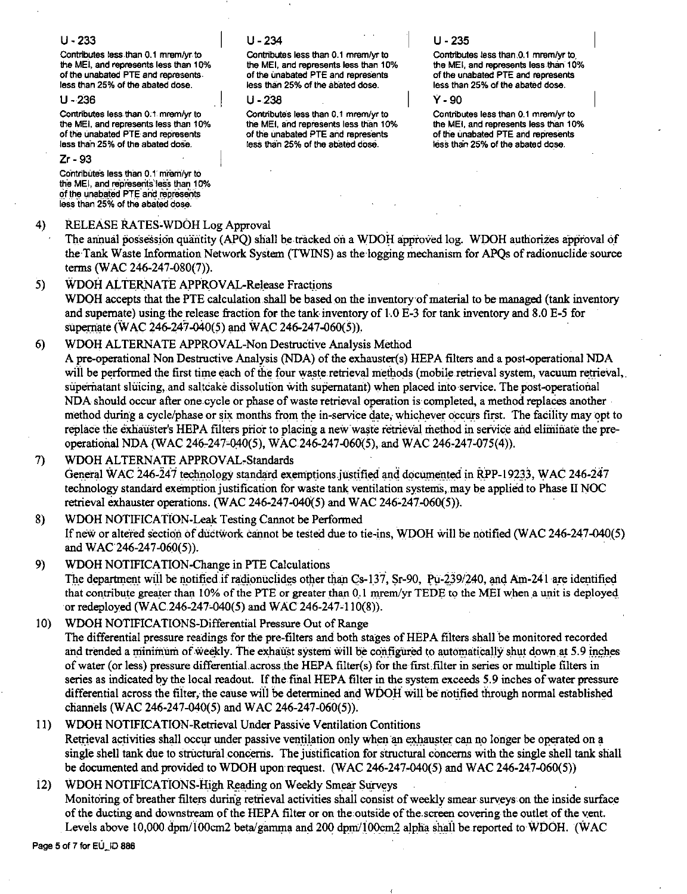**U - 233**

Contributes less than 0.1 mrem/yr to the MEI, and represents less than 10% of the unabated PTE and represents less than 25% of the abated dose.

**U - 234**

Contributes less than 0.1 mrem/yr to the MEI, and represents less than 10% of the unabated PTE and represents less than 25% of the abated dose.

**U - 235**

Contributes less than 0.1 mrem/yr to the MEI, and represents less than 10% of the unabated PTE and represents less than 25% of the abated dose.

**U - 236**

Contributes less than 0.1 mrem/yr to the MEI, and represents less than 10% of the unabated PTE and represents less than 25% of the abated dose.

**U - 238**

Contributes less than 0.1 mrem/yr to the MEI, and represents less than 10% of the unabated PTE and represents less than 25% of the abated dose.

**Y - 90**

Contributes less than 0.1 mrem/yr to the MEI, and represents less than 10% of the unabated PTE and represents less than 25% of the abated dose.

**Zr - 93**

Contributes less than 0.1 mrem/yr to the MEI, and represents less than 10% of the unabated PTE and represents less than 25% of the abated dose.

4) RELEASE RATES-WDOH Log Approval
   The annual possession quantity (APQ) shall be tracked on a WDOH approved log. WDOH authorizes approval of the Tank Waste Information Network System (TWINS) as the logging mechanism for APQs of radionuclide source terms (WAC 246-247-080(7)).

5) WDOH ALTERNATE APPROVAL-Release Fractions
   WDOH accepts that the PTE calculation shall be based on the inventory of material to be managed (tank inventory and supernate) using the release fraction for the tank inventory of 1.0 E-3 for tank inventory and 8.0 E-5 for supernate (WAC 246-247-040(5) and WAC 246-247-060(5)).

6) WDOH ALTERNATE APPROVAL-Non Destructive Analysis Method
   A pre-operational Non Destructive Analysis (NDA) of the exhauster(s) HEPA filters and a post-operational NDA will be performed the first time each of the four waste retrieval methods (mobile retrieval system, vacuum retrieval, supernatant sluicing, and saltcake dissolution with supernatant) when placed into service. The post-operational NDA should occur after one cycle or phase of waste retrieval operation is completed, a method replaces another method during a cycle/phase or six months from the in-service date, whichever occurs first. The facility may opt to replace the exhauster's HEPA filters prior to placing a new waste retrieval method in service and eliminate the pre-operational NDA (WAC 246-247-040(5), WAC 246-247-060(5), and WAC 246-247-075(4)).

7) WDOH ALTERNATE APPROVAL-Standards
   General WAC 246-247 technology standard exemptions justified and documented in RPP-19233, WAC 246-247 technology standard exemption justification for waste tank ventilation systems, may be applied to Phase II NOC retrieval exhauster operations. (WAC 246-247-040(5) and WAC 246-247-060(5)).

8) WDOH NOTIFICATION-Leak Testing Cannot be Performed
   If new or altered section of ductwork cannot be tested due to tie-ins, WDOH will be notified (WAC 246-247-040(5) and WAC 246-247-060(5)).

9) WDOH NOTIFICATION-Change in PTE Calculations
   The department will be notified if radionuclides other than Cs-137, Sr-90, Pu-239/240, and Am-241 are identified that contribute greater than 10% of the PTE or greater than 0.1 mrem/yr TEDE to the MEI when a unit is deployed or redeployed (WAC 246-247-040(5) and WAC 246-247-110(8)).

10) WDOH NOTIFICATIONS-Differential Pressure Out of Range
    The differential pressure readings for the pre-filters and both stages of HEPA filters shall be monitored recorded and trended a minimum of weekly. The exhaust system will be configured to automatically shut down at 5.9 inches of water (or less) pressure differential across the HEPA filter(s) for the first filter in series or multiple filters in series as indicated by the local readout. If the final HEPA filter in the system exceeds 5.9 inches of water pressure differential across the filter, the cause will be determined and WDOH will be notified through normal established channels (WAC 246-247-040(5) and WAC 246-247-060(5)).

11) WDOH NOTIFICATIONS-Retrieval Under Passive Ventilation Contitions
    Retrieval activities shall occur under passive ventilation only when an exhauster can no longer be operated on a single shell tank due to structural concerns. The justification for structural concerns with the single shell tank shall be documented and provided to WDOH upon request. (WAC 246-247-040(5) and WAC 246-247-060(5))

12) WDOH NOTIFICATIONS-High Reading on Weekly Smear Surveys
    Monitoring of breather filters during retrieval activities shall consist of weekly smear surveys on the inside surface of the ducting and downstream of the HEPA filter or on the outside of the screen covering the outlet of the vent. Levels above 10,000 dpm/100cm2 beta/gamma and 200 dpm/100cm2 alpha shall be reported to WDOH. (WAC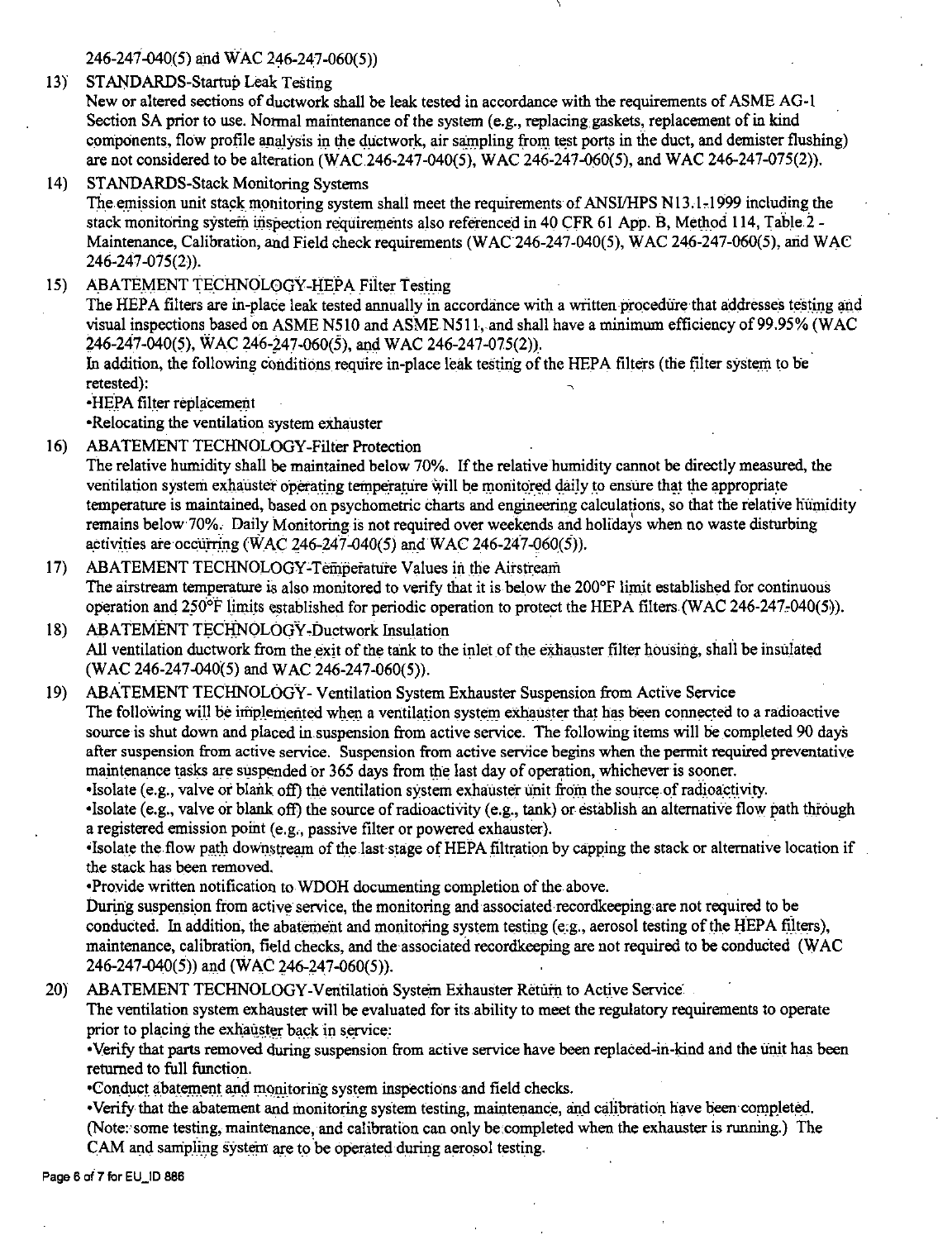246-247-040(5) and WAC 246-247-060(5))

13) STANDARDS-Startup Leak Testing

New or altered sections of ductwork shall be leak tested in accordance with the requirements of ASME AG-1 Section SA prior to use. Normal maintenance of the system (e.g., replacing gaskets, replacement of in kind components, flow profile analysis in the ductwork, air sampling from test ports in the duct, and demister flushing) are not considered to be alteration (WAC 246-247-040(5), WAC 246-247-060(5), and WAC 246-247-075(2)).

14) STANDARDS-Stack Monitoring Systems

The emission unit stack monitoring system shall meet the requirements of ANSI/HPS N13.1-1999 including the stack monitoring system inspection requirements also referenced in 40 CFR 61 App. B, Method 114, Table 2 - Maintenance, Calibration, and Field check requirements (WAC 246-247-040(5), WAC 246-247-060(5), and WAC 246-247-075(2)).

15) ABATEMENT TECHNOLOGY-HEPA Filter Testing

The HEPA filters are in-place leak tested annually in accordance with a written procedure that addresses testing and visual inspections based on ASME N510 and ASME N511, and shall have a minimum efficiency of 99.95% (WAC 246-247-040(5), WAC 246-247-060(5), and WAC 246-247-075(2)).

In addition, the following conditions require in-place leak testing of the HEPA filters (the filter system to be retested):

•HEPA filter replacement

•Relocating the ventilation system exhauster

16) ABATEMENT TECHNOLOGY-Filter Protection

The relative humidity shall be maintained below 70%. If the relative humidity cannot be directly measured, the ventilation system exhauster operating temperature will be monitored daily to ensure that the appropriate temperature is maintained, based on psychometric charts and engineering calculations, so that the relative humidity remains below 70%. Daily Monitoring is not required over weekends and holidays when no waste disturbing activities are occurring (WAC 246-247-040(5) and WAC 246-247-060(5)).

17) ABATEMENT TECHNOLOGY-Temperature Values in the Airstream

The airstream temperature is also monitored to verify that it is below the 200°F limit established for continuous operation and 250°F limits established for periodic operation to protect the HEPA filters (WAC 246-247-040(5)).

18) ABATEMENT TECHNOLOGY-Ductwork Insulation

All ventilation ductwork from the exit of the tank to the inlet of the exhauster filter housing, shall be insulated (WAC 246-247-040(5) and WAC 246-247-060(5)).

19) ABATEMENT TECHNOLOGY- Ventilation System Exhauster Suspension from Active Service

The following will be implemented when a ventilation system exhauster that has been connected to a radioactive source is shut down and placed in suspension from active service. The following items will be completed 90 days after suspension from active service. Suspension from active service begins when the permit required preventative maintenance tasks are suspended or 365 days from the last day of operation, whichever is sooner.

•Isolate (e.g., valve or blank off) the ventilation system exhauster unit from the source of radioactivity.

•Isolate (e.g., valve or blank off) the source of radioactivity (e.g., tank) or establish an alternative flow path through a registered emission point (e.g., passive filter or powered exhauster).

•Isolate the flow path downstream of the last stage of HEPA filtration by capping the stack or alternative location if the stack has been removed.

•Provide written notification to WDOH documenting completion of the above.

During suspension from active service, the monitoring and associated recordkeeping are not required to be conducted. In addition, the abatement and monitoring system testing (e.g., aerosol testing of the HEPA filters), maintenance, calibration, field checks, and the associated recordkeeping are not required to be conducted (WAC 246-247-040(5)) and (WAC 246-247-060(5)).

20) ABATEMENT TECHNOLOGY-Ventilation System Exhauster Return to Active Service

The ventilation system exhauster will be evaluated for its ability to meet the regulatory requirements to operate prior to placing the exhauster back in service:

•Verify that parts removed during suspension from active service have been replaced-in-kind and the unit has been returned to full function.

•Conduct abatement and monitoring system inspections and field checks.

•Verify that the abatement and monitoring system testing, maintenance, and calibration have been completed. (Note: some testing, maintenance, and calibration can only be completed when the exhauster is running.) The CAM and sampling system are to be operated during aerosol testing.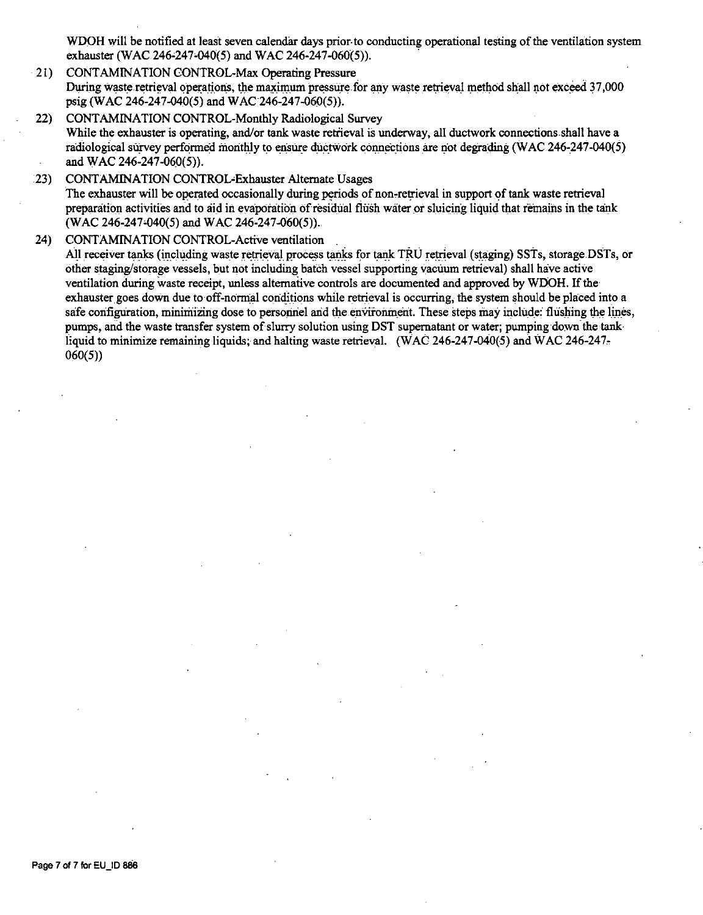WDOH will be notified at least seven calendar days prior to conducting operational testing of the ventilation system exhauster (WAC 246-247-040(5) and WAC 246-247-060(5)).

21) CONTAMINATION CONTROL-Max Operating Pressure
During waste retrieval operations, the maximum pressure for any waste retrieval method shall not exceed 37,000 psig (WAC 246-247-040(5) and WAC 246-247-060(5)).

22) CONTAMINATION CONTROL-Monthly Radiological Survey
While the exhauster is operating, and/or tank waste retrieval is underway, all ductwork connections shall have a radiological survey performed monthly to ensure ductwork connections are not degrading (WAC 246-247-040(5) and WAC 246-247-060(5)).

23) CONTAMINATION CONTROL-Exhauster Alternate Usages
The exhauster will be operated occasionally during periods of non-retrieval in support of tank waste retrieval preparation activities and to aid in evaporation of residual flush water or sluicing liquid that remains in the tank (WAC 246-247-040(5) and WAC 246-247-060(5)).

24) CONTAMINATION CONTROL-Active ventilation
All receiver tanks (including waste retrieval process tanks for tank TRU retrieval (staging) SSTs, storage DSTs, or other staging/storage vessels, but not including batch vessel supporting vacuum retrieval) shall have active ventilation during waste receipt, unless alternative controls are documented and approved by WDOH. If the exhauster goes down due to off-normal conditions while retrieval is occurring, the system should be placed into a safe configuration, minimizing dose to personnel and the environment. These steps may include: flushing the lines, pumps, and the waste transfer system of slurry solution using DST supernatant or water; pumping down the tank liquid to minimize remaining liquids; and halting waste retrieval. (WAC 246-247-040(5) and WAC 246-247-060(5))